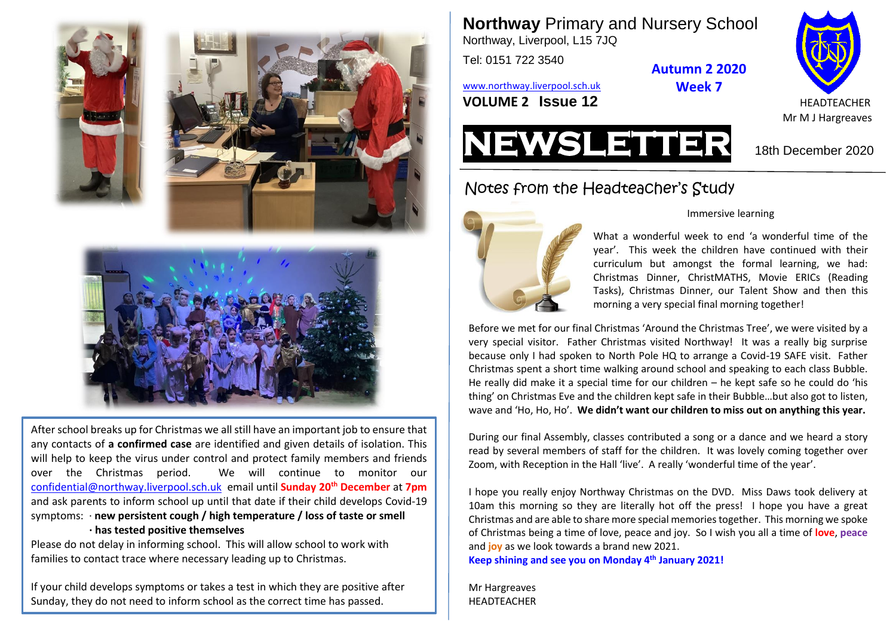# **Northway** Primary and Nursery School

Northway, Liverpool, L15 7JQ

Tel: 0151 722 3540

www.northway.liverpool.sch.uk

**VOLUME 2 Issue 12**

**Autumn 2 2020**
**Week 7**

HEADTEACHER
Mr M J Hargreaves

# NEWSLETTER

18th December 2020

## Notes from the Headteacher's Study

Immersive learning

What a wonderful week to end 'a wonderful time of the year'. This week the children have continued with their curriculum but amongst the formal learning, we had: Christmas Dinner, ChristMATHS, Movie ERICs (Reading Tasks), Christmas Dinner, our Talent Show and then this morning a very special final morning together!

Before we met for our final Christmas 'Around the Christmas Tree', we were visited by a very special visitor. Father Christmas visited Northway! It was a really big surprise because only I had spoken to North Pole HQ to arrange a Covid-19 SAFE visit. Father Christmas spent a short time walking around school and speaking to each class Bubble. He really did make it a special time for our children – he kept safe so he could do 'his thing' on Christmas Eve and the children kept safe in their Bubble…but also got to listen, wave and 'Ho, Ho, Ho'. **We didn't want our children to miss out on anything this year.**

During our final Assembly, classes contributed a song or a dance and we heard a story read by several members of staff for the children. It was lovely coming together over Zoom, with Reception in the Hall 'live'. A really 'wonderful time of the year'.

I hope you really enjoy Northway Christmas on the DVD. Miss Daws took delivery at 10am this morning so they are literally hot off the press! I hope you have a great Christmas and are able to share more special memories together. This morning we spoke of Christmas being a time of love, peace and joy. So I wish you all a time of **love**, **peace** and **joy** as we look towards a brand new 2021.

**Keep shining and see you on Monday 4th January 2021!**

Mr Hargreaves
HEADTEACHER

---

After school breaks up for Christmas we all still have an important job to ensure that any contacts of **a confirmed case** are identified and given details of isolation. This will help to keep the virus under control and protect family members and friends over the Christmas period. We will continue to monitor our confidential@northway.liverpool.sch.uk email until **Sunday 20th December** at **7pm** and ask parents to inform school up until that date if their child develops Covid-19 symptoms:

- **new persistent cough / high temperature / loss of taste or smell**
- **has tested positive themselves**

Please do not delay in informing school. This will allow school to work with families to contact trace where necessary leading up to Christmas.

If your child develops symptoms or takes a test in which they are positive after Sunday, they do not need to inform school as the correct time has passed.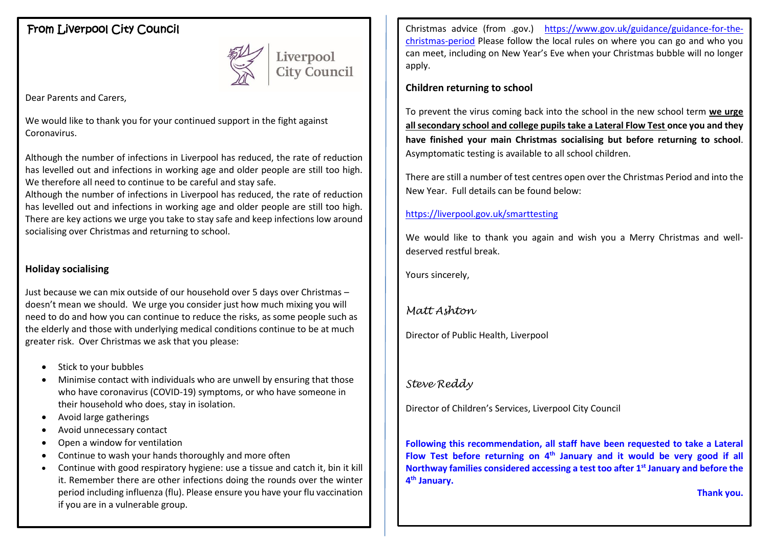From Liverpool City Council

Dear Parents and Carers,

We would like to thank you for your continued support in the fight against Coronavirus.

Although the number of infections in Liverpool has reduced, the rate of reduction has levelled out and infections in working age and older people are still too high. We therefore all need to continue to be careful and stay safe.
Although the number of infections in Liverpool has reduced, the rate of reduction has levelled out and infections in working age and older people are still too high. There are key actions we urge you take to stay safe and keep infections low around socialising over Christmas and returning to school.

**Holiday socialising**

Just because we can mix outside of our household over 5 days over Christmas – doesn't mean we should. We urge you consider just how much mixing you will need to do and how you can continue to reduce the risks, as some people such as the elderly and those with underlying medical conditions continue to be at much greater risk. Over Christmas we ask that you please:

- Stick to your bubbles
- Minimise contact with individuals who are unwell by ensuring that those who have coronavirus (COVID-19) symptoms, or who have someone in their household who does, stay in isolation.
- Avoid large gatherings
- Avoid unnecessary contact
- Open a window for ventilation
- Continue to wash your hands thoroughly and more often
- Continue with good respiratory hygiene: use a tissue and catch it, bin it kill it. Remember there are other infections doing the rounds over the winter period including influenza (flu). Please ensure you have your flu vaccination if you are in a vulnerable group.

Christmas advice (from .gov.) https://www.gov.uk/guidance/guidance-for-the-christmas-period Please follow the local rules on where you can go and who you can meet, including on New Year's Eve when your Christmas bubble will no longer apply.

**Children returning to school**

To prevent the virus coming back into the school in the new school term **we urge all secondary school and college pupils take a Lateral Flow Test once you and they have finished your main Christmas socialising but before returning to school**. Asymptomatic testing is available to all school children.

There are still a number of test centres open over the Christmas Period and into the New Year. Full details can be found below:

https://liverpool.gov.uk/smarttesting

We would like to thank you again and wish you a Merry Christmas and well-deserved restful break.

Yours sincerely,

*Matt Ashton*

Director of Public Health, Liverpool

*Steve Reddy*

Director of Children's Services, Liverpool City Council

**Following this recommendation, all staff have been requested to take a Lateral Flow Test before returning on 4th January and it would be very good if all Northway families considered accessing a test too after 1st January and before the 4th January.**

**Thank you.**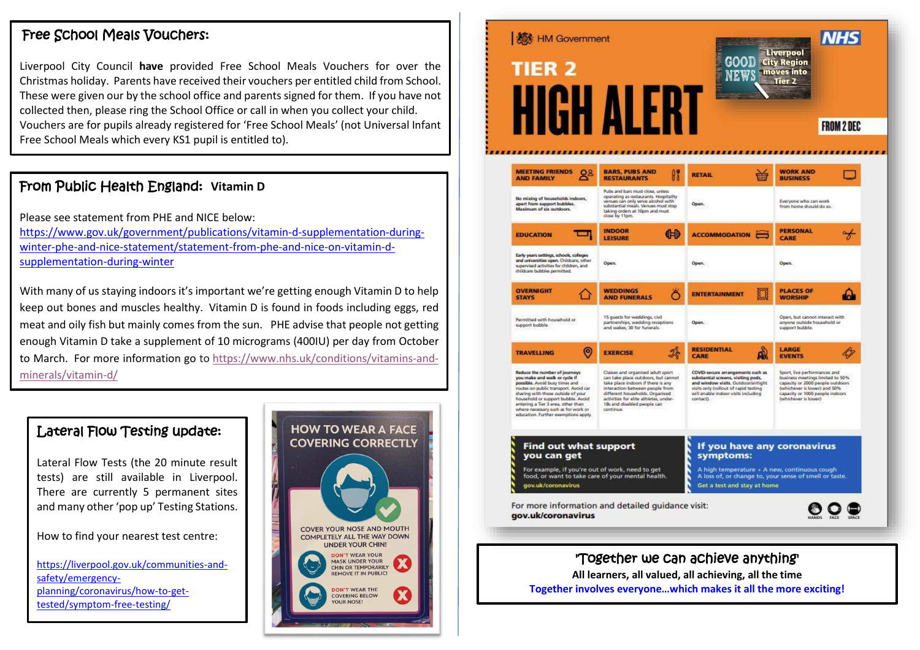## Free School Meals Vouchers:

Liverpool City Council **have** provided Free School Meals Vouchers for over the Christmas holiday. Parents have received their vouchers per entitled child from School. These were given our by the school office and parents signed for them. If you have not collected then, please ring the School Office or call in when you collect your child. Vouchers are for pupils already registered for 'Free School Meals' (not Universal Infant Free School Meals which every KS1 pupil is entitled to).

## From Public Health England: Vitamin D

Please see statement from PHE and NICE below:
https://www.gov.uk/government/publications/vitamin-d-supplementation-during-winter-phe-and-nice-statement/statement-from-phe-and-nice-on-vitamin-d-supplementation-during-winter

With many of us staying indoors it's important we're getting enough Vitamin D to help keep out bones and muscles healthy. Vitamin D is found in foods including eggs, red meat and oily fish but mainly comes from the sun. PHE advise that people not getting enough Vitamin D take a supplement of 10 micrograms (400IU) per day from October to March. For more information go to https://www.nhs.uk/conditions/vitamins-and-minerals/vitamin-d/

## Lateral Flow Testing update:

Lateral Flow Tests (the 20 minute result tests) are still available in Liverpool. There are currently 5 permanent sites and many other 'pop up' Testing Stations.

How to find your nearest test centre:

https://liverpool.gov.uk/communities-and-safety/emergency-planning/coronavirus/how-to-get-tested/symptom-free-testing/

HOW TO WEAR A FACE COVERING CORRECTLY

COVER YOUR NOSE AND MOUTH COMPLETELY ALL THE WAY DOWN UNDER YOUR CHIN!

DON'T WEAR YOUR MASK UNDER YOUR CHIN OR TEMPORARILY REMOVE IT IN PUBLIC!

DON'T WEAR THE COVERING BELOW YOUR NOSE!

HM Government

NHS

GOOD NEWS Liverpool City Region moves into Tier 2

TIER 2

HIGH ALERT

FROM 2 DEC

| | | | |
|---|---|---|---|
| **MEETING FRIENDS AND FAMILY** | **BARS, PUBS AND RESTAURANTS** | **RETAIL** | **WORK AND BUSINESS** |
| No mixing of households indoors, apart from support bubbles. Maximum of six outdoors. | Pubs and bars must close, unless operating as restaurants. Hospitality venues can only serve alcohol with substantial meals. Venues must stop taking orders at 10pm and must close by 11pm. | Open. | Everyone who can work from home should do so. |
| **EDUCATION** | **INDOOR LEISURE** | **ACCOMMODATION** | **PERSONAL CARE** |
| Early years settings, schools, colleges and universities open. Childcare, other supervised activities for children, and childcare bubbles permitted. | Open. | Open. | Open. |
| **OVERNIGHT STAYS** | **WEDDINGS AND FUNERALS** | **ENTERTAINMENT** | **PLACES OF WORSHIP** |
| Permitted with household or support bubble. | 15 guests for weddings, civil partnerships, wedding receptions and wakes; 30 for funerals. | Open. | Open, but cannot interact with anyone outside household or support bubble. |
| **TRAVELLING** | **EXERCISE** | **RESIDENTIAL CARE** | **LARGE EVENTS** |
| Reduce the number of journeys you make and walk or cycle if possible. Avoid busy times and routes on public transport. Avoid car sharing with those outside of your household or support bubble. Avoid entering a Tier 3 area, other than where necessary such as for work or education. Further exemptions apply. | Classes and organised adult sport can take place outdoors, but cannot take place indoors if there is any interaction between people from different households. Organised activities for elite athletes, under-18s and disabled people can continue. | COVID-secure arrangements such as substantial screens, visiting pods, and window visits. Outdoor/airtight visits only (rollout of rapid testing will enable indoor visits including contact). | Sport, live performances and business meetings limited to 50% capacity or 2000 people outdoors (whichever is lower) and 50% capacity or 1000 people indoors (whichever is lower). |

**Find out what support you can get**

For example, if you're out of work, need to get food, or want to take care of your mental health.

gov.uk/coronavirus

**If you have any coronavirus symptoms:**

A high temperature • A new, continuous cough
A loss of, or change to, your sense of smell or taste.

Get a test and stay at home

For more information and detailed guidance visit:
**gov.uk/coronavirus**

HANDS FACE SPACE

**'Together we can achieve anything'**

**All learners, all valued, all achieving, all the time**

**Together involves everyone…which makes it all the more exciting!**